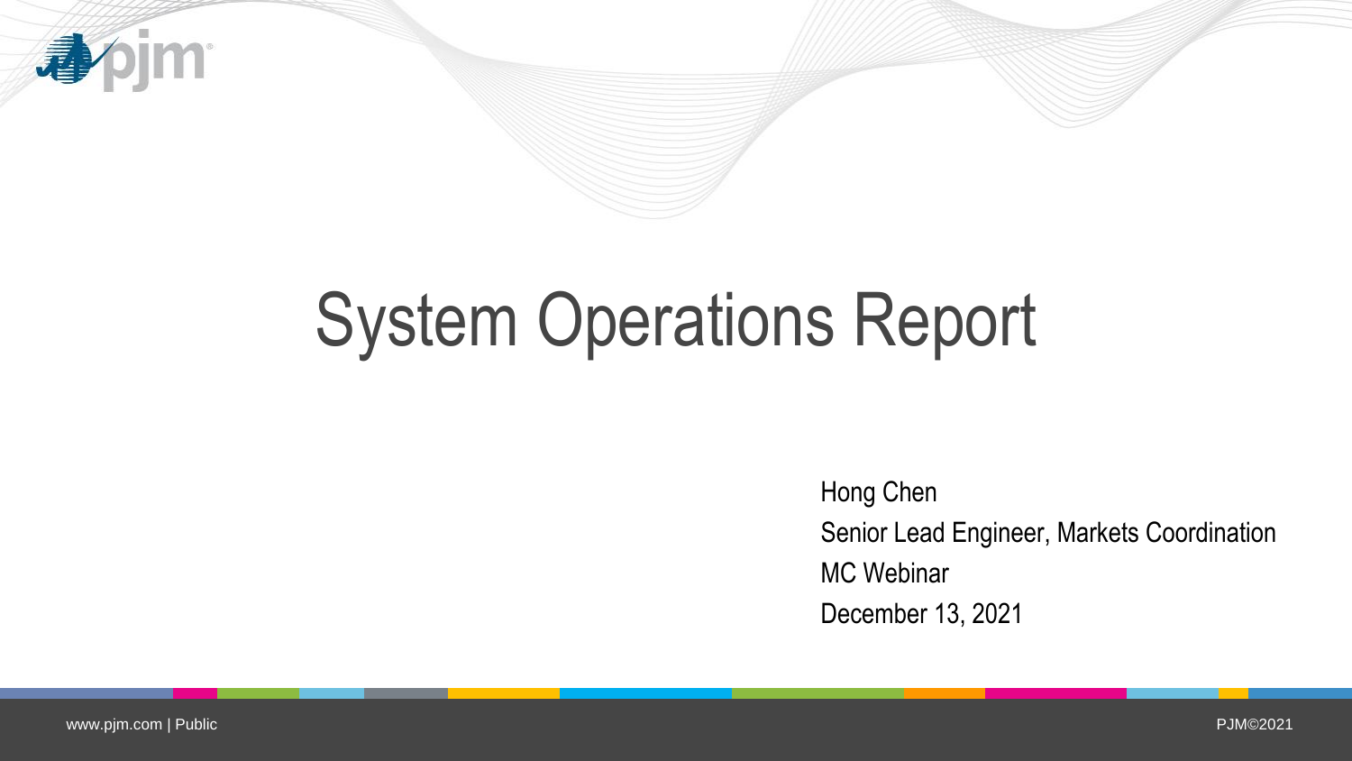# System Operations Report

Hong Chen

Senior Lead Engineer, Markets Coordination

MC Webinar

December 13, 2021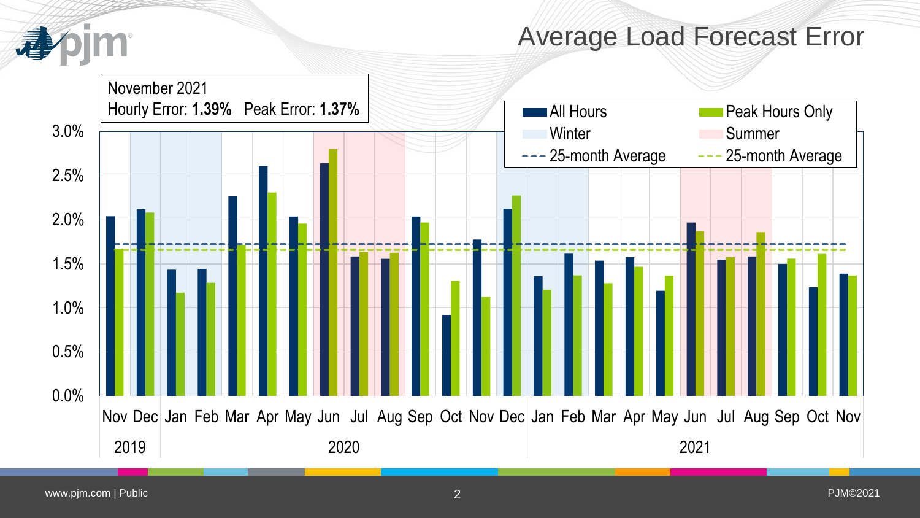# Average Load Forecast Error

November 2021
Hourly Error: **1.39%** Peak Error: **1.37%**

Legend: All Hours | Peak Hours Only | Winter | Summer | 25-month Average (All Hours) | 25-month Average (Peak Hours Only)

Y-axis: 0.0% – 3.0%

X-axis: Nov Dec (2019) | Jan Feb Mar Apr May Jun Jul Aug Sep Oct Nov Dec (2020) | Jan Feb Mar Apr May Jun Jul Aug Sep Oct Nov (2021)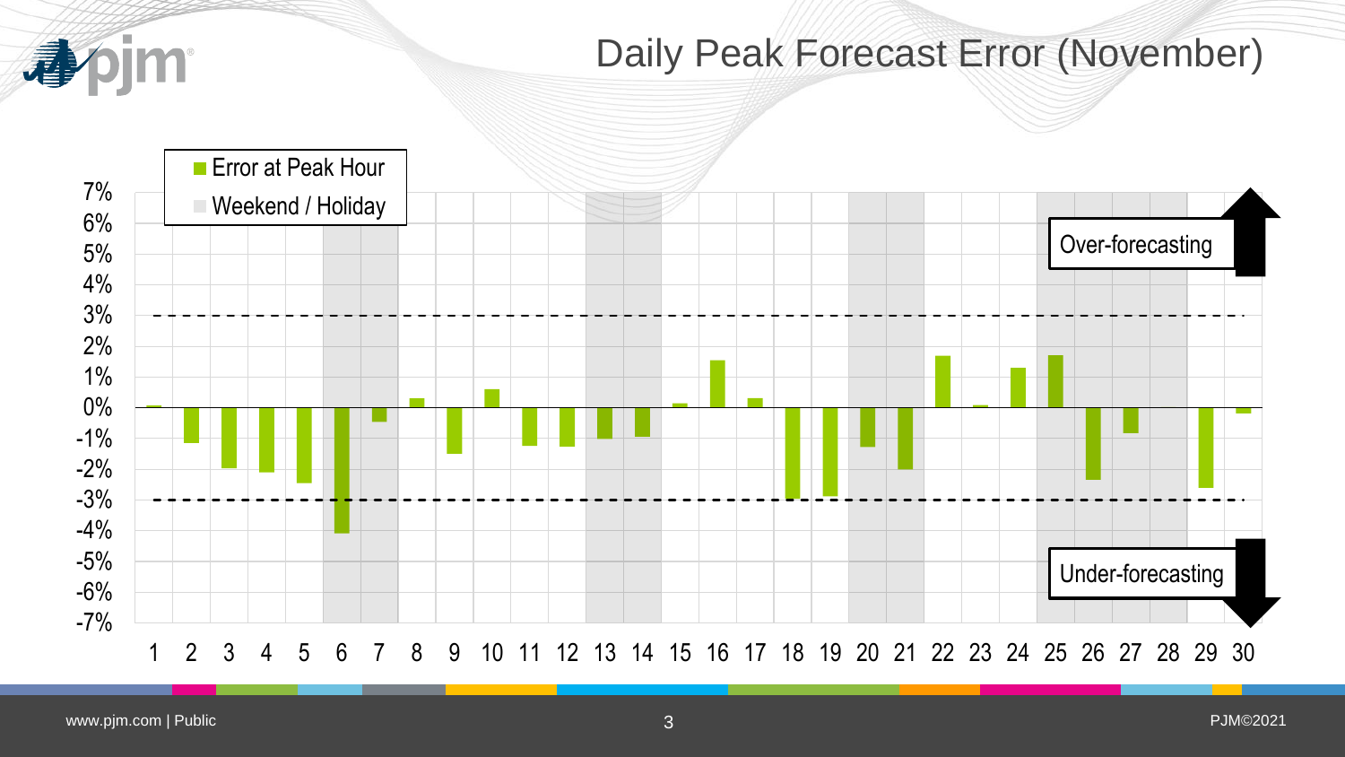# Daily Peak Forecast Error (November)

- Error at Peak Hour
- Weekend / Holiday

Over-forecasting

Under-forecasting

7%
6%
5%
4%
3%
2%
1%
0%
-1%
-2%
-3%
-4%
-5%
-6%
-7%

1 2 3 4 5 6 7 8 9 10 11 12 13 14 15 16 17 18 19 20 21 22 23 24 25 26 27 28 29 30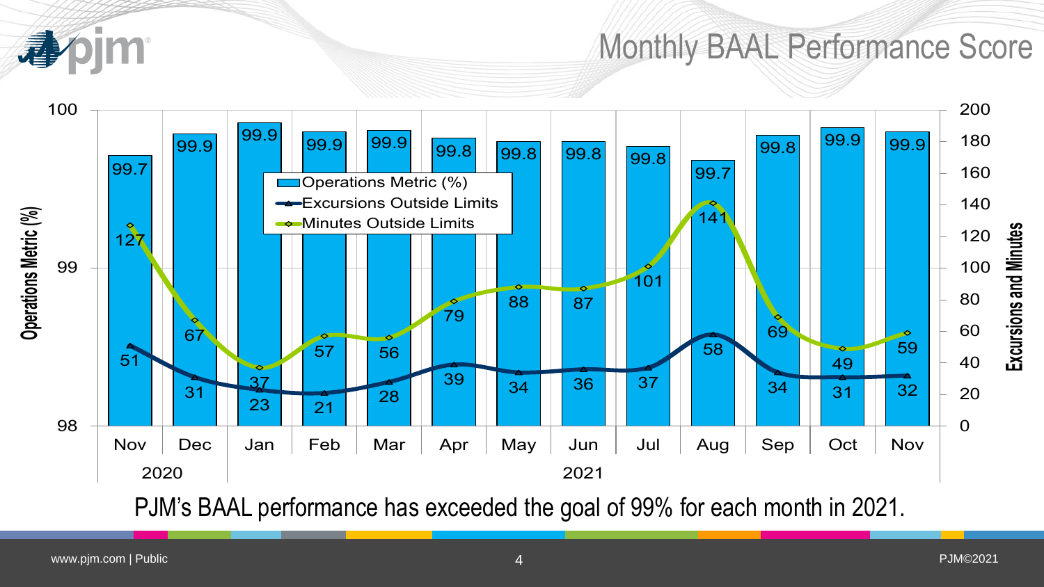# Monthly BAAL Performance Score

| Year | Month | Operations Metric (%) | Excursions Outside Limits | Minutes Outside Limits |
| --- | --- | --- | --- | --- |
| 2020 | Nov | 99.7 | 51 | 127 |
| 2020 | Dec | 99.9 | 31 | 67 |
| 2021 | Jan | 99.9 | 23 | 37 |
| 2021 | Feb | 99.9 | 21 | 57 |
| 2021 | Mar | 99.9 | 28 | 56 |
| 2021 | Apr | 99.8 | 39 | 79 |
| 2021 | May | 99.8 | 34 | 88 |
| 2021 | Jun | 99.8 | 36 | 87 |
| 2021 | Jul | 99.8 | 37 | 101 |
| 2021 | Aug | 99.7 | 58 | 141 |
| 2021 | Sep | 99.8 | 34 | 69 |
| 2021 | Oct | 99.9 | 31 | 49 |
| 2021 | Nov | 99.9 | 32 | 59 |

PJM's BAAL performance has exceeded the goal of 99% for each month in 2021.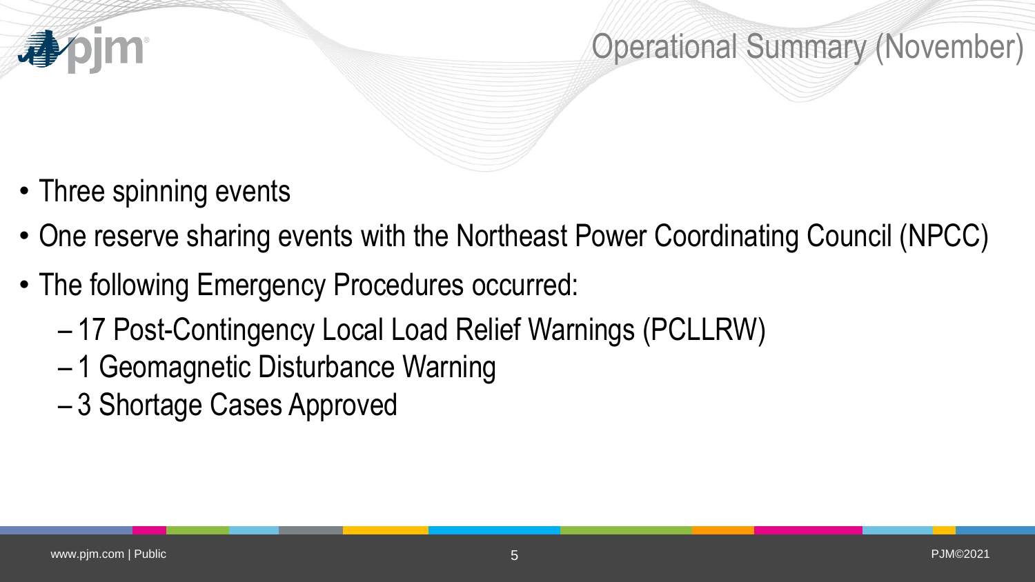# Operational Summary (November)

- Three spinning events
- One reserve sharing events with the Northeast Power Coordinating Council (NPCC)
- The following Emergency Procedures occurred:
  - 17 Post-Contingency Local Load Relief Warnings (PCLLRW)
  - 1 Geomagnetic Disturbance Warning
  - 3 Shortage Cases Approved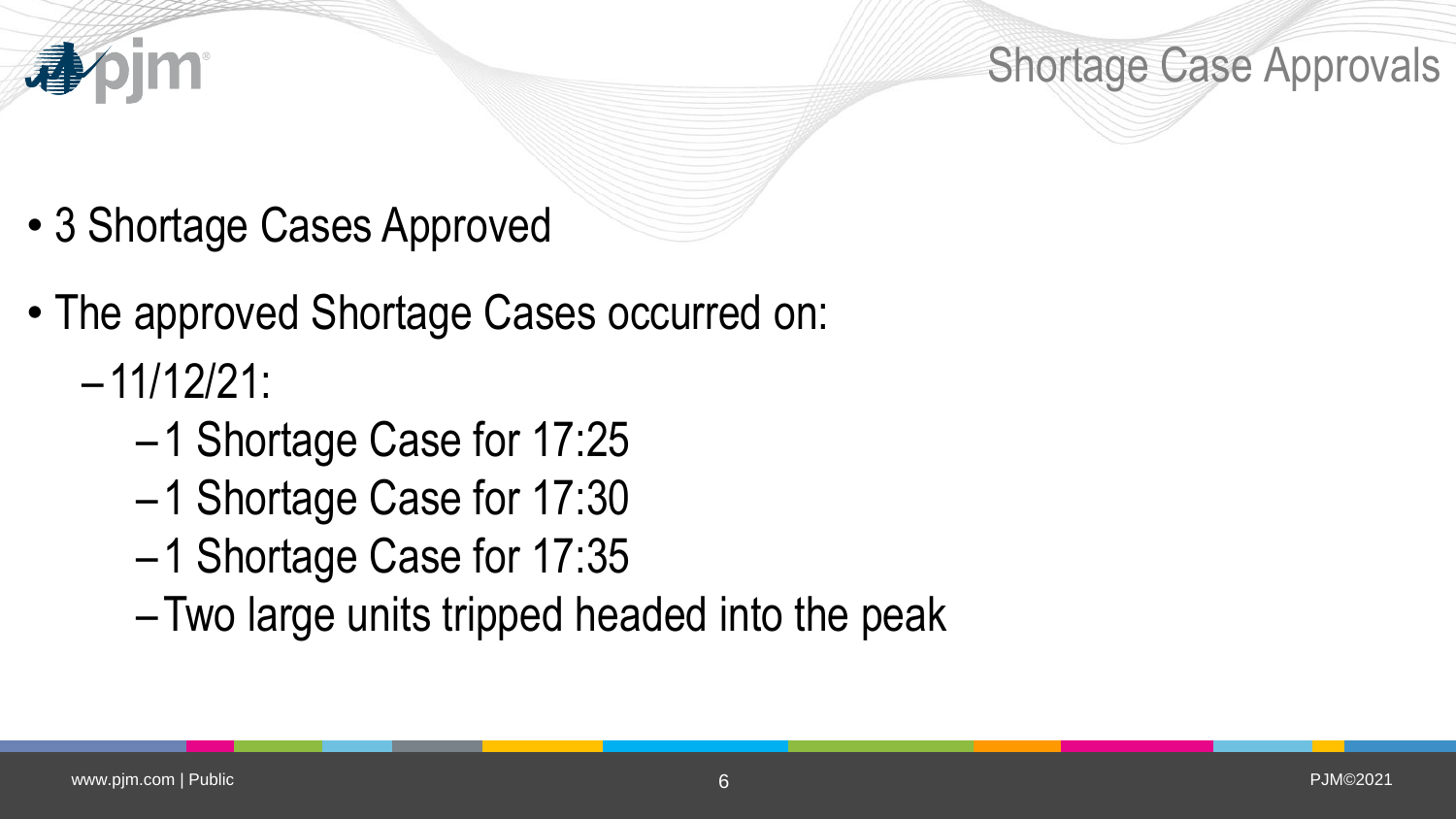# Shortage Case Approvals

- 3 Shortage Cases Approved
- The approved Shortage Cases occurred on:
  - 11/12/21:
    - 1 Shortage Case for 17:25
    - 1 Shortage Case for 17:30
    - 1 Shortage Case for 17:35
    - Two large units tripped headed into the peak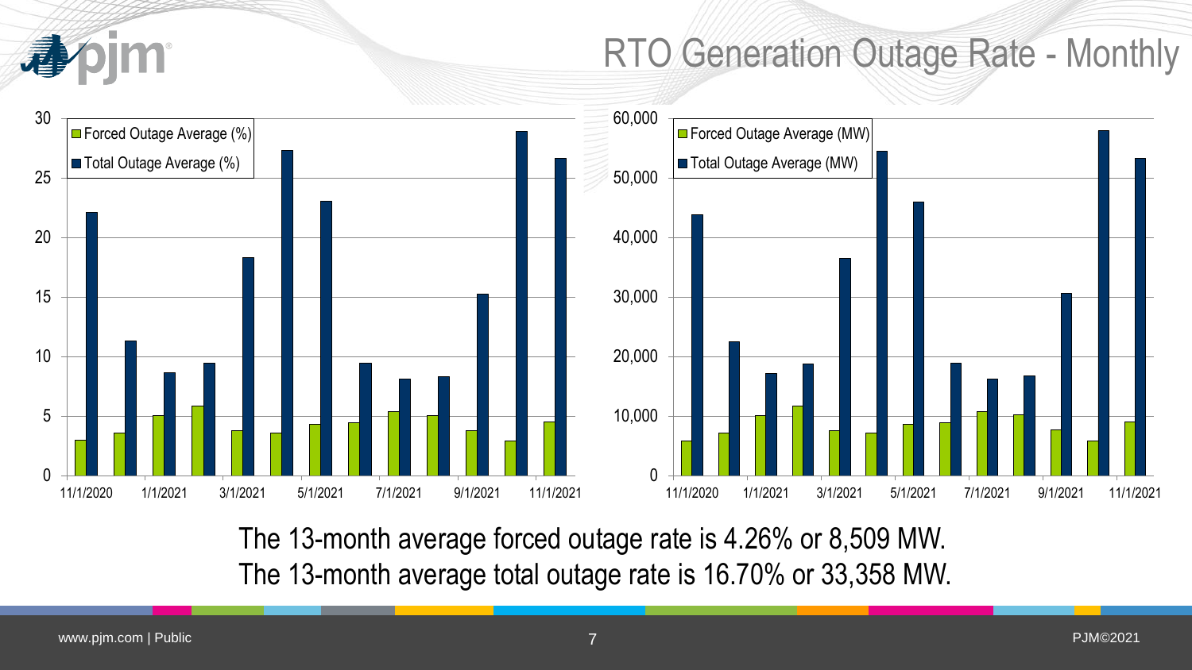# RTO Generation Outage Rate - Monthly

The 13-month average forced outage rate is 4.26% or 8,509 MW.

The 13-month average total outage rate is 16.70% or 33,358 MW.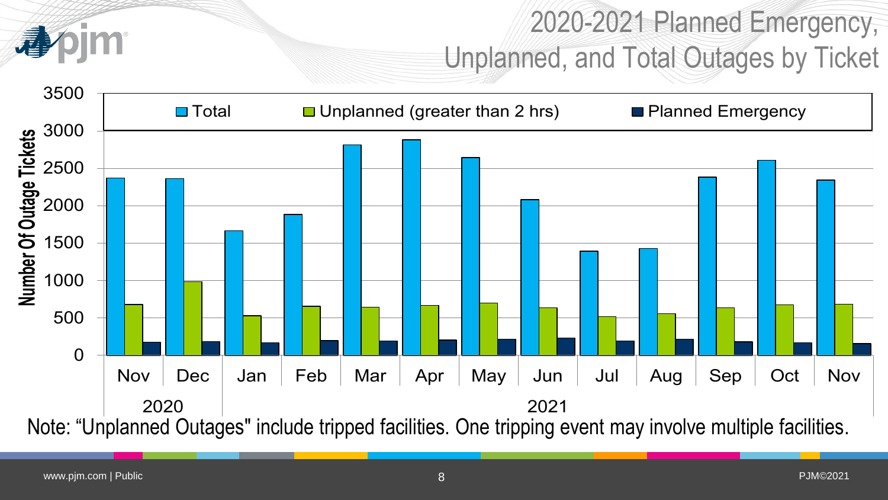# 2020-2021 Planned Emergency, Unplanned, and Total Outages by Ticket

Number Of Outage Tickets

■ Total ■ Unplanned (greater than 2 hrs) ■ Planned Emergency

Nov, Dec (2020); Jan, Feb, Mar, Apr, May, Jun, Jul, Aug, Sep, Oct, Nov (2021)

Note: "Unplanned Outages" include tripped facilities. One tripping event may involve multiple facilities.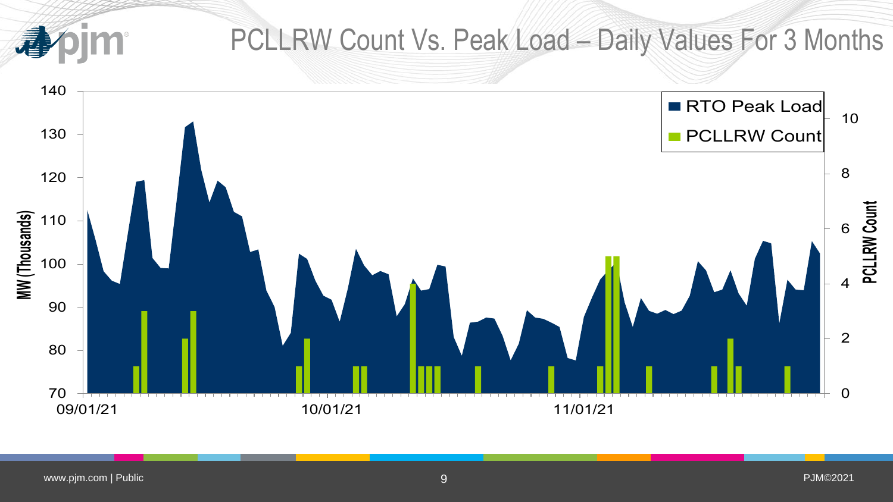# PCLLRW Count Vs. Peak Load – Daily Values For 3 Months

RTO Peak Load

PCLLRW Count

MW (Thousands)

PCLLRW Count

09/01/21

10/01/21

11/01/21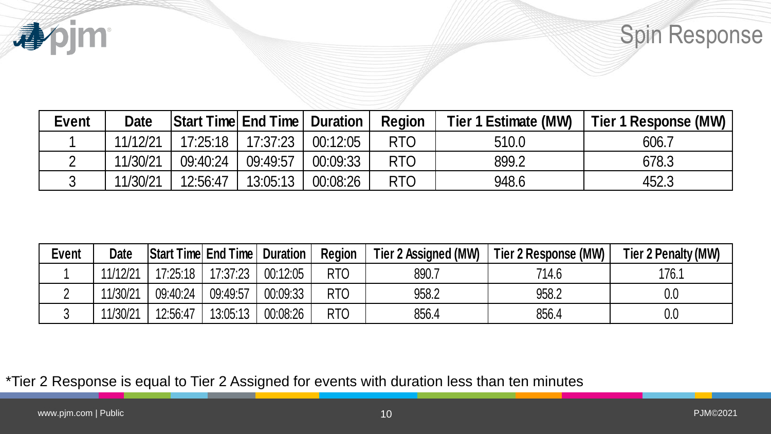# Spin Response

| Event | Date | Start Time | End Time | Duration | Region | Tier 1 Estimate (MW) | Tier 1 Response (MW) |
|---|---|---|---|---|---|---|---|
| 1 | 11/12/21 | 17:25:18 | 17:37:23 | 00:12:05 | RTO | 510.0 | 606.7 |
| 2 | 11/30/21 | 09:40:24 | 09:49:57 | 00:09:33 | RTO | 899.2 | 678.3 |
| 3 | 11/30/21 | 12:56:47 | 13:05:13 | 00:08:26 | RTO | 948.6 | 452.3 |

| Event | Date | Start Time | End Time | Duration | Region | Tier 2 Assigned (MW) | Tier 2 Response (MW) | Tier 2 Penalty (MW) |
|---|---|---|---|---|---|---|---|---|
| 1 | 11/12/21 | 17:25:18 | 17:37:23 | 00:12:05 | RTO | 890.7 | 714.6 | 176.1 |
| 2 | 11/30/21 | 09:40:24 | 09:49:57 | 00:09:33 | RTO | 958.2 | 958.2 | 0.0 |
| 3 | 11/30/21 | 12:56:47 | 13:05:13 | 00:08:26 | RTO | 856.4 | 856.4 | 0.0 |

*Tier 2 Response is equal to Tier 2 Assigned for events with duration less than ten minutes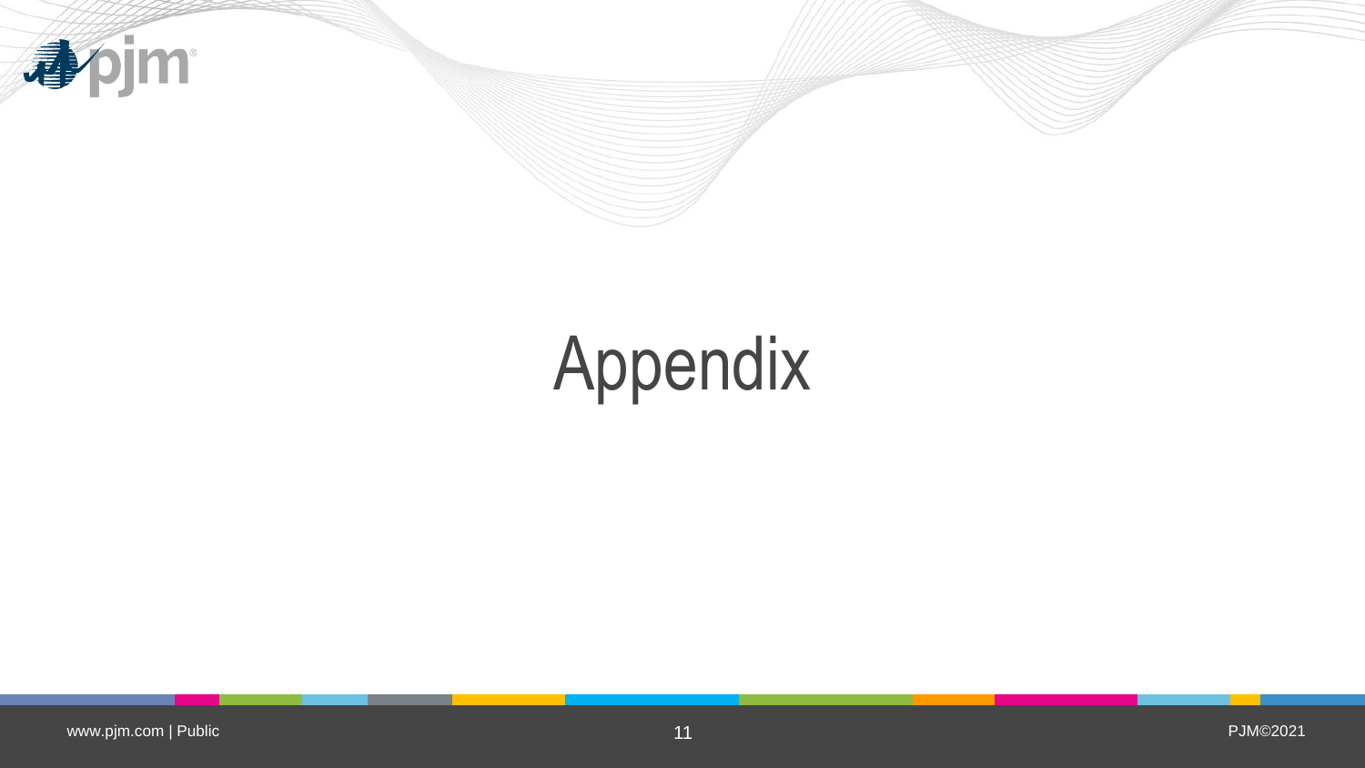# Appendix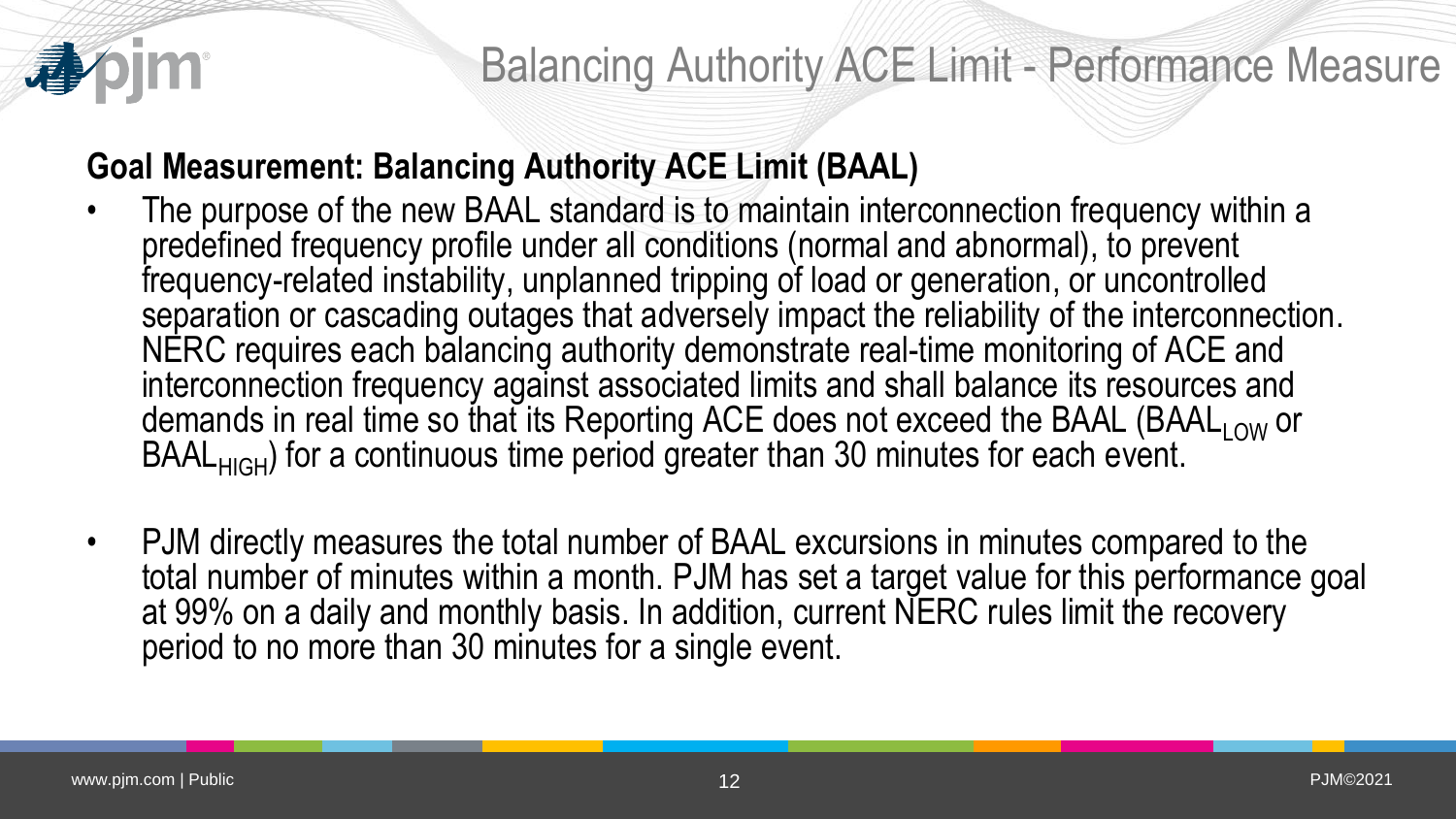# Balancing Authority ACE Limit - Performance Measure

**Goal Measurement: Balancing Authority ACE Limit (BAAL)**

- The purpose of the new BAAL standard is to maintain interconnection frequency within a predefined frequency profile under all conditions (normal and abnormal), to prevent frequency-related instability, unplanned tripping of load or generation, or uncontrolled separation or cascading outages that adversely impact the reliability of the interconnection. NERC requires each balancing authority demonstrate real-time monitoring of ACE and interconnection frequency against associated limits and shall balance its resources and demands in real time so that its Reporting ACE does not exceed the BAAL ($BAAL_{LOW}$ or $BAAL_{HIGH}$) for a continuous time period greater than 30 minutes for each event.

- PJM directly measures the total number of BAAL excursions in minutes compared to the total number of minutes within a month. PJM has set a target value for this performance goal at 99% on a daily and monthly basis. In addition, current NERC rules limit the recovery period to no more than 30 minutes for a single event.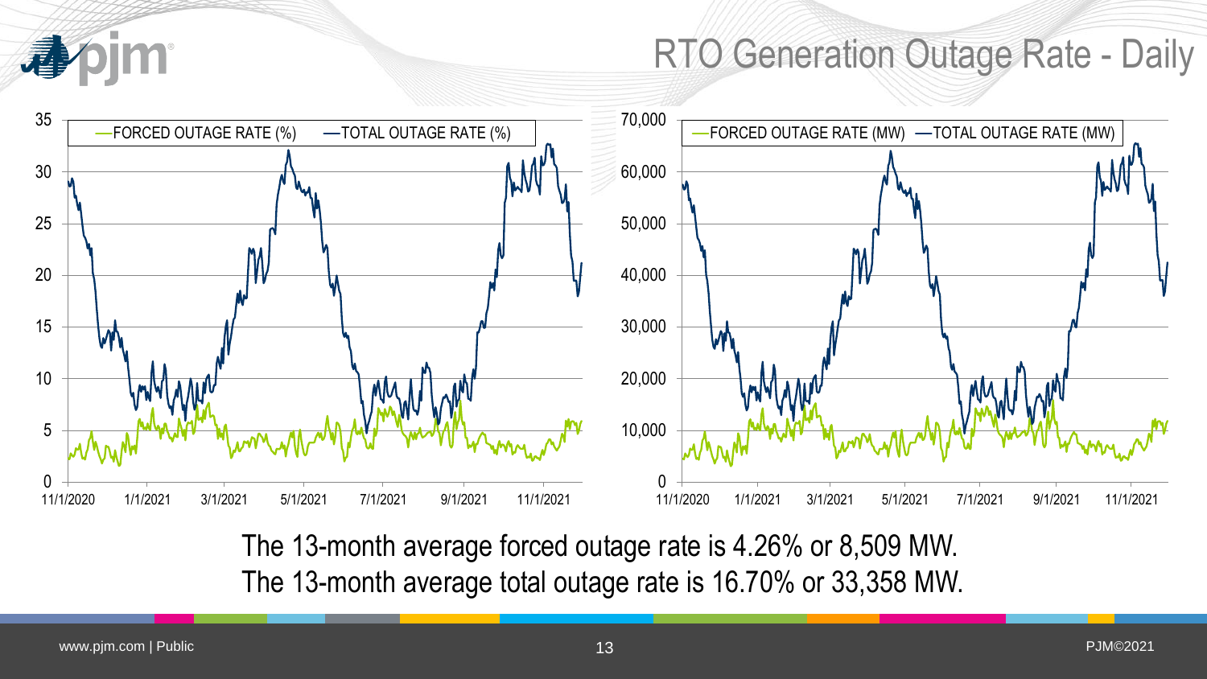# RTO Generation Outage Rate - Daily

The 13-month average forced outage rate is 4.26% or 8,509 MW.

The 13-month average total outage rate is 16.70% or 33,358 MW.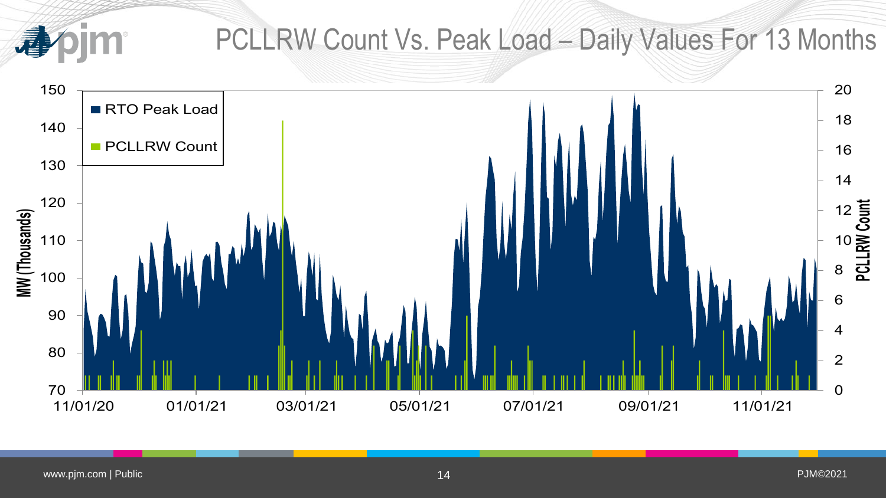# PCLLRW Count Vs. Peak Load – Daily Values For 13 Months

- RTO Peak Load
- PCLLRW Count

MW (Thousands): 70, 80, 90, 100, 110, 120, 130, 140, 150

PCLLRW Count: 0, 2, 4, 6, 8, 10, 12, 14, 16, 18, 20

11/01/20, 01/01/21, 03/01/21, 05/01/21, 07/01/21, 09/01/21, 11/01/21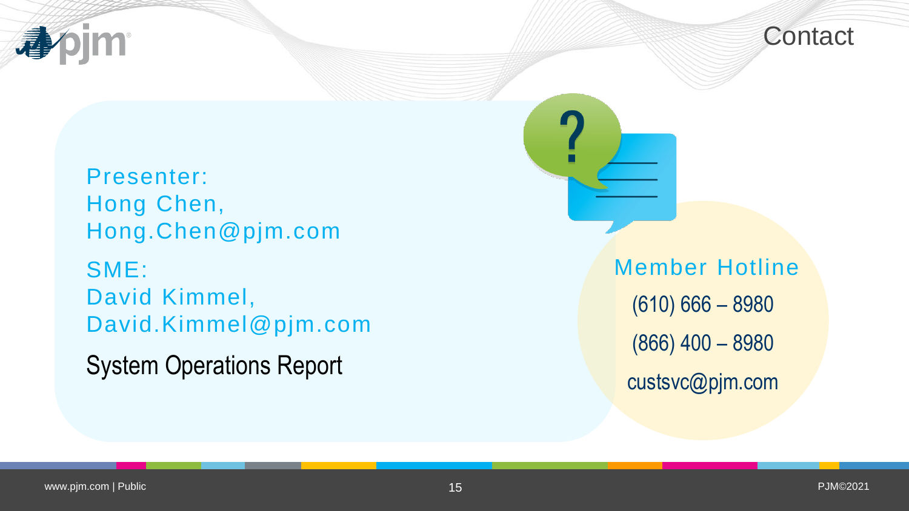# Contact

Presenter:
Hong Chen,
Hong.Chen@pjm.com

SME:
David Kimmel,
David.Kimmel@pjm.com

System Operations Report

Member Hotline

(610) 666 – 8980

(866) 400 – 8980

custsvc@pjm.com